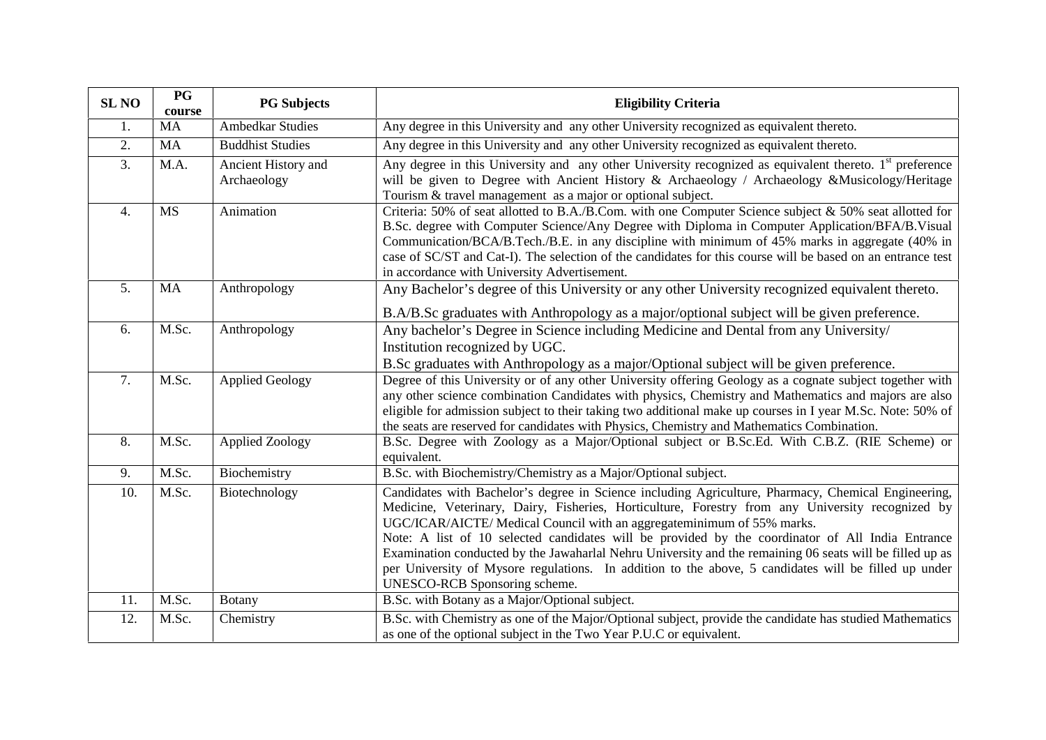| SL NO | PG course | PG Subjects | Eligibility Criteria |
|---|---|---|---|
| 1. | MA | Ambedkar Studies | Any degree in this University and any other University recognized as equivalent thereto. |
| 2. | MA | Buddhist Studies | Any degree in this University and any other University recognized as equivalent thereto. |
| 3. | M.A. | Ancient History and Archaeology | Any degree in this University and any other University recognized as equivalent thereto. 1st preference will be given to Degree with Ancient History & Archaeology / Archaeology &Musicology/Heritage Tourism & travel management as a major or optional subject. |
| 4. | MS | Animation | Criteria: 50% of seat allotted to B.A./B.Com. with one Computer Science subject & 50% seat allotted for B.Sc. degree with Computer Science/Any Degree with Diploma in Computer Application/BFA/B.Visual Communication/BCA/B.Tech./B.E. in any discipline with minimum of 45% marks in aggregate (40% in case of SC/ST and Cat-I). The selection of the candidates for this course will be based on an entrance test in accordance with University Advertisement. |
| 5. | MA | Anthropology | Any Bachelor's degree of this University or any other University recognized equivalent thereto.<br>B.A/B.Sc graduates with Anthropology as a major/optional subject will be given preference. |
| 6. | M.Sc. | Anthropology | Any bachelor's Degree in Science including Medicine and Dental from any University/ Institution recognized by UGC.<br>B.Sc graduates with Anthropology as a major/Optional subject will be given preference. |
| 7. | M.Sc. | Applied Geology | Degree of this University or of any other University offering Geology as a cognate subject together with any other science combination Candidates with physics, Chemistry and Mathematics and majors are also eligible for admission subject to their taking two additional make up courses in I year M.Sc. Note: 50% of the seats are reserved for candidates with Physics, Chemistry and Mathematics Combination. |
| 8. | M.Sc. | Applied Zoology | B.Sc. Degree with Zoology as a Major/Optional subject or B.Sc.Ed. With C.B.Z. (RIE Scheme) or equivalent. |
| 9. | M.Sc. | Biochemistry | B.Sc. with Biochemistry/Chemistry as a Major/Optional subject. |
| 10. | M.Sc. | Biotechnology | Candidates with Bachelor's degree in Science including Agriculture, Pharmacy, Chemical Engineering, Medicine, Veterinary, Dairy, Fisheries, Horticulture, Forestry from any University recognized by UGC/ICAR/AICTE/ Medical Council with an aggregateminimum of 55% marks.<br>Note: A list of 10 selected candidates will be provided by the coordinator of All India Entrance Examination conducted by the Jawaharlal Nehru University and the remaining 06 seats will be filled up as per University of Mysore regulations. In addition to the above, 5 candidates will be filled up under UNESCO-RCB Sponsoring scheme. |
| 11. | M.Sc. | Botany | B.Sc. with Botany as a Major/Optional subject. |
| 12. | M.Sc. | Chemistry | B.Sc. with Chemistry as one of the Major/Optional subject, provide the candidate has studied Mathematics as one of the optional subject in the Two Year P.U.C or equivalent. |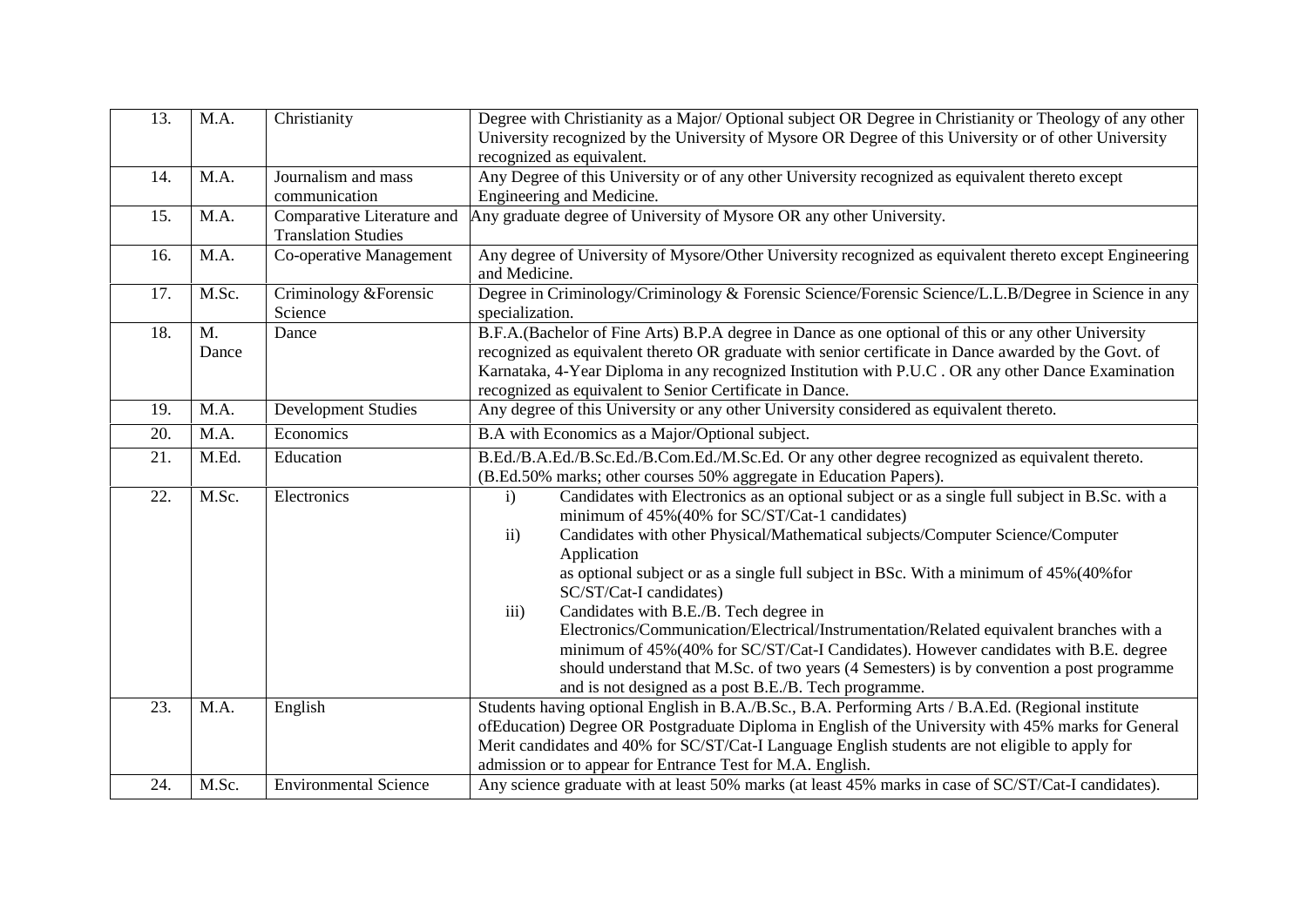| 13. | M.A. | Christianity | Degree with Christianity as a Major/ Optional subject OR Degree in Christianity or Theology of any other University recognized by the University of Mysore OR Degree of this University or of other University recognized as equivalent. |
|---|---|---|---|
| 14. | M.A. | Journalism and mass communication | Any Degree of this University or of any other University recognized as equivalent thereto except Engineering and Medicine. |
| 15. | M.A. | Comparative Literature and Translation Studies | Any graduate degree of University of Mysore OR any other University. |
| 16. | M.A. | Co-operative Management | Any degree of University of Mysore/Other University recognized as equivalent thereto except Engineering and Medicine. |
| 17. | M.Sc. | Criminology &Forensic Science | Degree in Criminology/Criminology & Forensic Science/Forensic Science/L.L.B/Degree in Science in any specialization. |
| 18. | M. Dance | Dance | B.F.A.(Bachelor of Fine Arts) B.P.A degree in Dance as one optional of this or any other University recognized as equivalent thereto OR graduate with senior certificate in Dance awarded by the Govt. of Karnataka, 4-Year Diploma in any recognized Institution with P.U.C . OR any other Dance Examination recognized as equivalent to Senior Certificate in Dance. |
| 19. | M.A. | Development Studies | Any degree of this University or any other University considered as equivalent thereto. |
| 20. | M.A. | Economics | B.A with Economics as a Major/Optional subject. |
| 21. | M.Ed. | Education | B.Ed./B.A.Ed./B.Sc.Ed./B.Com.Ed./M.Sc.Ed. Or any other degree recognized as equivalent thereto. (B.Ed.50% marks; other courses 50% aggregate in Education Papers). |
| 22. | M.Sc. | Electronics | i) Candidates with Electronics as an optional subject or as a single full subject in B.Sc. with a minimum of 45%(40% for SC/ST/Cat-1 candidates)<br>ii) Candidates with other Physical/Mathematical subjects/Computer Science/Computer Application as optional subject or as a single full subject in BSc. With a minimum of 45%(40%for SC/ST/Cat-I candidates)<br>iii) Candidates with B.E./B. Tech degree in Electronics/Communication/Electrical/Instrumentation/Related equivalent branches with a minimum of 45%(40% for SC/ST/Cat-I Candidates). However candidates with B.E. degree should understand that M.Sc. of two years (4 Semesters) is by convention a post programme and is not designed as a post B.E./B. Tech programme. |
| 23. | M.A. | English | Students having optional English in B.A./B.Sc., B.A. Performing Arts / B.A.Ed. (Regional institute ofEducation) Degree OR Postgraduate Diploma in English of the University with 45% marks for General Merit candidates and 40% for SC/ST/Cat-I Language English students are not eligible to apply for admission or to appear for Entrance Test for M.A. English. |
| 24. | M.Sc. | Environmental Science | Any science graduate with at least 50% marks (at least 45% marks in case of SC/ST/Cat-I candidates). |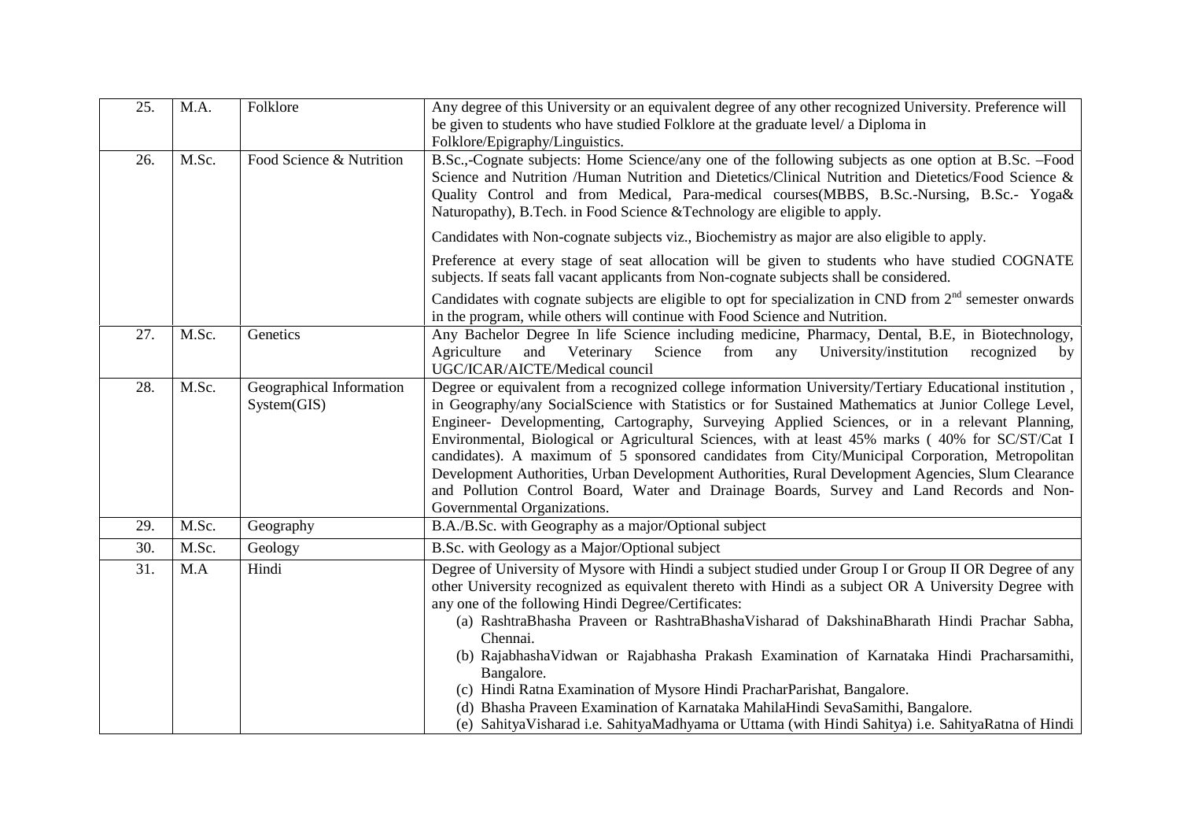| 25. | M.A. | Folklore | Any degree of this University or an equivalent degree of any other recognized University. Preference will be given to students who have studied Folklore at the graduate level/ a Diploma in Folklore/Epigraphy/Linguistics. |
|---|---|---|---|
| 26. | M.Sc. | Food Science & Nutrition | B.Sc.,-Cognate subjects: Home Science/any one of the following subjects as one option at B.Sc. –Food Science and Nutrition /Human Nutrition and Dietetics/Clinical Nutrition and Dietetics/Food Science & Quality Control and from Medical, Para-medical courses(MBBS, B.Sc.-Nursing, B.Sc.- Yoga& Naturopathy), B.Tech. in Food Science &Technology are eligible to apply.<br><br>Candidates with Non-cognate subjects viz., Biochemistry as major are also eligible to apply.<br><br>Preference at every stage of seat allocation will be given to students who have studied COGNATE subjects. If seats fall vacant applicants from Non-cognate subjects shall be considered.<br><br>Candidates with cognate subjects are eligible to opt for specialization in CND from 2nd semester onwards in the program, while others will continue with Food Science and Nutrition. |
| 27. | M.Sc. | Genetics | Any Bachelor Degree In life Science including medicine, Pharmacy, Dental, B.E, in Biotechnology, Agriculture and Veterinary Science from any University/institution recognized by UGC/ICAR/AICTE/Medical council |
| 28. | M.Sc. | Geographical Information System(GIS) | Degree or equivalent from a recognized college information University/Tertiary Educational institution , in Geography/any SocialScience with Statistics or for Sustained Mathematics at Junior College Level, Engineer- Developmenting, Cartography, Surveying Applied Sciences, or in a relevant Planning, Environmental, Biological or Agricultural Sciences, with at least 45% marks ( 40% for SC/ST/Cat I candidates). A maximum of 5 sponsored candidates from City/Municipal Corporation, Metropolitan Development Authorities, Urban Development Authorities, Rural Development Agencies, Slum Clearance and Pollution Control Board, Water and Drainage Boards, Survey and Land Records and Non-Governmental Organizations. |
| 29. | M.Sc. | Geography | B.A./B.Sc. with Geography as a major/Optional subject |
| 30. | M.Sc. | Geology | B.Sc. with Geology as a Major/Optional subject |
| 31. | M.A | Hindi | Degree of University of Mysore with Hindi a subject studied under Group I or Group II OR Degree of any other University recognized as equivalent thereto with Hindi as a subject OR A University Degree with any one of the following Hindi Degree/Certificates:<br>(a) RashtraBhasha Praveen or RashtraBhashaVisharad of DakshinaBharath Hindi Prachar Sabha, Chennai.<br>(b) RajabhashaVidwan or Rajabhasha Prakash Examination of Karnataka Hindi Pracharsamithi, Bangalore.<br>(c) Hindi Ratna Examination of Mysore Hindi PracharParishat, Bangalore.<br>(d) Bhasha Praveen Examination of Karnataka MahilaHindi SevaSamithi, Bangalore.<br>(e) SahityaVisharad i.e. SahityaMadhyama or Uttama (with Hindi Sahitya) i.e. SahityaRatna of Hindi |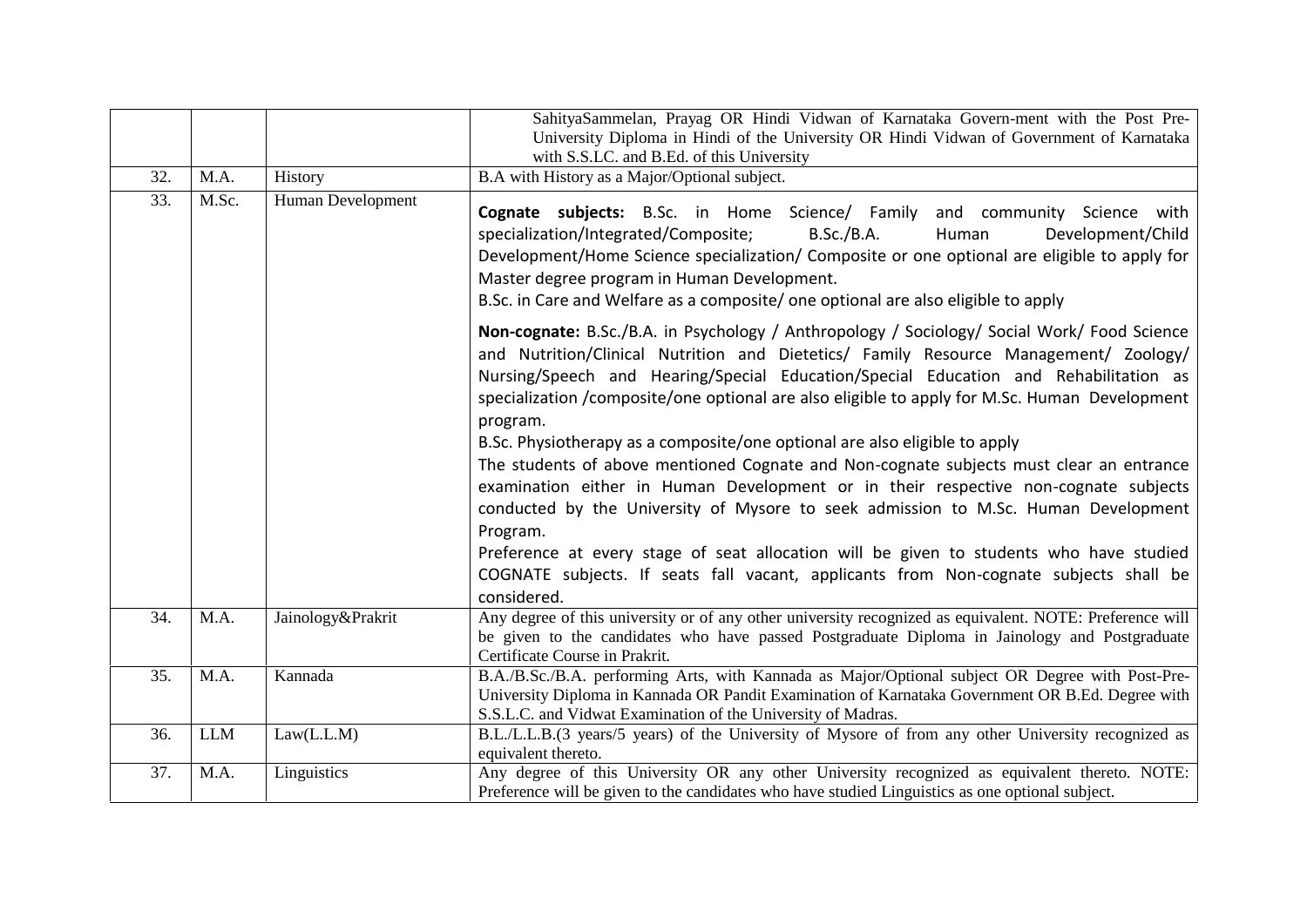| | | | |
|---|---|---|---|
| | | | SahityaSammelan, Prayag OR Hindi Vidwan of Karnataka Govern-ment with the Post Pre-University Diploma in Hindi of the University OR Hindi Vidwan of Government of Karnataka with S.S.LC. and B.Ed. of this University |
| 32. | M.A. | History | B.A with History as a Major/Optional subject. |
| 33. | M.Sc. | Human Development | **Cognate subjects:** B.Sc. in Home Science/ Family and community Science with specialization/Integrated/Composite; B.Sc./B.A. Human Development/Child Development/Home Science specialization/ Composite or one optional are eligible to apply for Master degree program in Human Development.<br>B.Sc. in Care and Welfare as a composite/ one optional are also eligible to apply<br><br>**Non-cognate:** B.Sc./B.A. in Psychology / Anthropology / Sociology/ Social Work/ Food Science and Nutrition/Clinical Nutrition and Dietetics/ Family Resource Management/ Zoology/ Nursing/Speech and Hearing/Special Education/Special Education and Rehabilitation as specialization /composite/one optional are also eligible to apply for M.Sc. Human Development program.<br>B.Sc. Physiotherapy as a composite/one optional are also eligible to apply<br>The students of above mentioned Cognate and Non-cognate subjects must clear an entrance examination either in Human Development or in their respective non-cognate subjects conducted by the University of Mysore to seek admission to M.Sc. Human Development Program.<br>Preference at every stage of seat allocation will be given to students who have studied COGNATE subjects. If seats fall vacant, applicants from Non-cognate subjects shall be considered. |
| 34. | M.A. | Jainology&Prakrit | Any degree of this university or of any other university recognized as equivalent. NOTE: Preference will be given to the candidates who have passed Postgraduate Diploma in Jainology and Postgraduate Certificate Course in Prakrit. |
| 35. | M.A. | Kannada | B.A./B.Sc./B.A. performing Arts, with Kannada as Major/Optional subject OR Degree with Post-Pre-University Diploma in Kannada OR Pandit Examination of Karnataka Government OR B.Ed. Degree with S.S.L.C. and Vidwat Examination of the University of Madras. |
| 36. | LLM | Law(L.L.M) | B.L./L.L.B.(3 years/5 years) of the University of Mysore of from any other University recognized as equivalent thereto. |
| 37. | M.A. | Linguistics | Any degree of this University OR any other University recognized as equivalent thereto. NOTE: Preference will be given to the candidates who have studied Linguistics as one optional subject. |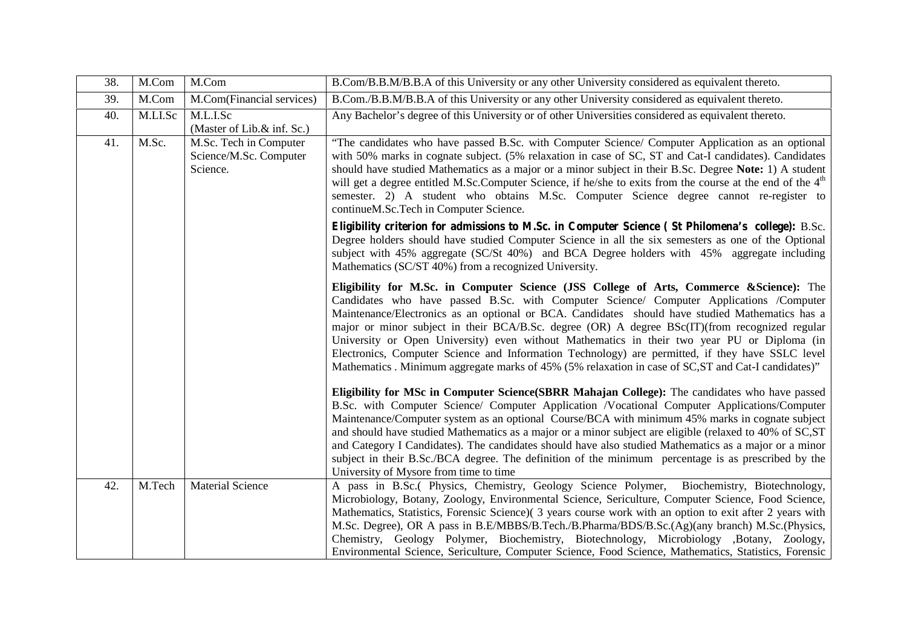| 38. | M.Com | M.Com | B.Com/B.B.M/B.B.A of this University or any other University considered as equivalent thereto. |
|---|---|---|---|
| 39. | M.Com | M.Com(Financial services) | B.Com./B.B.M/B.B.A of this University or any other University considered as equivalent thereto. |
| 40. | M.LI.Sc | M.L.I.Sc (Master of Lib.& inf. Sc.) | Any Bachelor's degree of this University or of other Universities considered as equivalent thereto. |
| 41. | M.Sc. | M.Sc. Tech in Computer Science/M.Sc. Computer Science. | "The candidates who have passed B.Sc. with Computer Science/ Computer Application as an optional with 50% marks in cognate subject. (5% relaxation in case of SC, ST and Cat-I candidates). Candidates should have studied Mathematics as a major or a minor subject in their B.Sc. Degree **Note:** 1) A student will get a degree entitled M.Sc.Computer Science, if he/she to exits from the course at the end of the 4th semester. 2) A student who obtains M.Sc. Computer Science degree cannot re-register to continueM.Sc.Tech in Computer Science.<br><br>**Eligibility criterion for admissions to M.Sc. in Computer Science ( St Philomena's college):** B.Sc. Degree holders should have studied Computer Science in all the six semesters as one of the Optional subject with 45% aggregate (SC/St 40%) and BCA Degree holders with 45% aggregate including Mathematics (SC/ST 40%) from a recognized University.<br><br>**Eligibility for M.Sc. in Computer Science (JSS College of Arts, Commerce &Science):** The Candidates who have passed B.Sc. with Computer Science/ Computer Applications /Computer Maintenance/Electronics as an optional or BCA. Candidates should have studied Mathematics has a major or minor subject in their BCA/B.Sc. degree (OR) A degree BSc(IT)(from recognized regular University or Open University) even without Mathematics in their two year PU or Diploma (in Electronics, Computer Science and Information Technology) are permitted, if they have SSLC level Mathematics . Minimum aggregate marks of 45% (5% relaxation in case of SC,ST and Cat-I candidates)"<br><br>**Eligibility for MSc in Computer Science(SBRR Mahajan College):** The candidates who have passed B.Sc. with Computer Science/ Computer Application /Vocational Computer Applications/Computer Maintenance/Computer system as an optional Course/BCA with minimum 45% marks in cognate subject and should have studied Mathematics as a major or a minor subject are eligible (relaxed to 40% of SC,ST and Category I Candidates). The candidates should have also studied Mathematics as a major or a minor subject in their B.Sc./BCA degree. The definition of the minimum percentage is as prescribed by the University of Mysore from time to time |
| 42. | M.Tech | Material Science | A pass in B.Sc.( Physics, Chemistry, Geology Science Polymer, Biochemistry, Biotechnology, Microbiology, Botany, Zoology, Environmental Science, Sericulture, Computer Science, Food Science, Mathematics, Statistics, Forensic Science)( 3 years course work with an option to exit after 2 years with M.Sc. Degree), OR A pass in B.E/MBBS/B.Tech./B.Pharma/BDS/B.Sc.(Ag)(any branch) M.Sc.(Physics, Chemistry, Geology Polymer, Biochemistry, Biotechnology, Microbiology ,Botany, Zoology, Environmental Science, Sericulture, Computer Science, Food Science, Mathematics, Statistics, Forensic |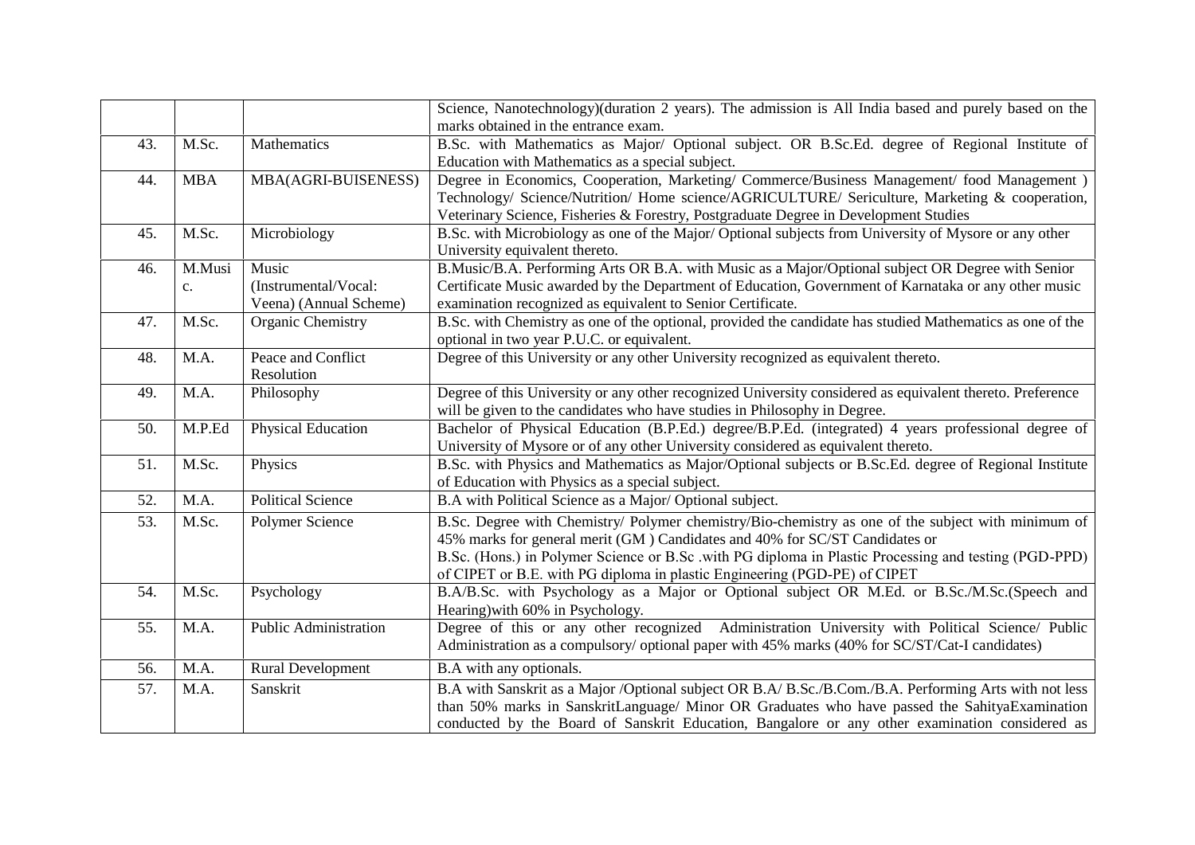| | | | |
|---|---|---|---|
| | | | Science, Nanotechnology)(duration 2 years). The admission is All India based and purely based on the marks obtained in the entrance exam. |
| 43. | M.Sc. | Mathematics | B.Sc. with Mathematics as Major/ Optional subject. OR B.Sc.Ed. degree of Regional Institute of Education with Mathematics as a special subject. |
| 44. | MBA | MBA(AGRI-BUISENESS) | Degree in Economics, Cooperation, Marketing/ Commerce/Business Management/ food Management ) Technology/ Science/Nutrition/ Home science/AGRICULTURE/ Sericulture, Marketing & cooperation, Veterinary Science, Fisheries & Forestry, Postgraduate Degree in Development Studies |
| 45. | M.Sc. | Microbiology | B.Sc. with Microbiology as one of the Major/ Optional subjects from University of Mysore or any other University equivalent thereto. |
| 46. | M.Music. | Music (Instrumental/Vocal: Veena) (Annual Scheme) | B.Music/B.A. Performing Arts OR B.A. with Music as a Major/Optional subject OR Degree with Senior Certificate Music awarded by the Department of Education, Government of Karnataka or any other music examination recognized as equivalent to Senior Certificate. |
| 47. | M.Sc. | Organic Chemistry | B.Sc. with Chemistry as one of the optional, provided the candidate has studied Mathematics as one of the optional in two year P.U.C. or equivalent. |
| 48. | M.A. | Peace and Conflict Resolution | Degree of this University or any other University recognized as equivalent thereto. |
| 49. | M.A. | Philosophy | Degree of this University or any other recognized University considered as equivalent thereto. Preference will be given to the candidates who have studies in Philosophy in Degree. |
| 50. | M.P.Ed | Physical Education | Bachelor of Physical Education (B.P.Ed.) degree/B.P.Ed. (integrated) 4 years professional degree of University of Mysore or of any other University considered as equivalent thereto. |
| 51. | M.Sc. | Physics | B.Sc. with Physics and Mathematics as Major/Optional subjects or B.Sc.Ed. degree of Regional Institute of Education with Physics as a special subject. |
| 52. | M.A. | Political Science | B.A with Political Science as a Major/ Optional subject. |
| 53. | M.Sc. | Polymer Science | B.Sc. Degree with Chemistry/ Polymer chemistry/Bio-chemistry as one of the subject with minimum of 45% marks for general merit (GM ) Candidates and 40% for SC/ST Candidates or<br>B.Sc. (Hons.) in Polymer Science or B.Sc .with PG diploma in Plastic Processing and testing (PGD-PPD) of CIPET or B.E. with PG diploma in plastic Engineering (PGD-PE) of CIPET |
| 54. | M.Sc. | Psychology | B.A/B.Sc. with Psychology as a Major or Optional subject OR M.Ed. or B.Sc./M.Sc.(Speech and Hearing)with 60% in Psychology. |
| 55. | M.A. | Public Administration | Degree of this or any other recognized Administration University with Political Science/ Public Administration as a compulsory/ optional paper with 45% marks (40% for SC/ST/Cat-I candidates) |
| 56. | M.A. | Rural Development | B.A with any optionals. |
| 57. | M.A. | Sanskrit | B.A with Sanskrit as a Major /Optional subject OR B.A/ B.Sc./B.Com./B.A. Performing Arts with not less than 50% marks in SanskritLanguage/ Minor OR Graduates who have passed the SahityaExamination conducted by the Board of Sanskrit Education, Bangalore or any other examination considered as |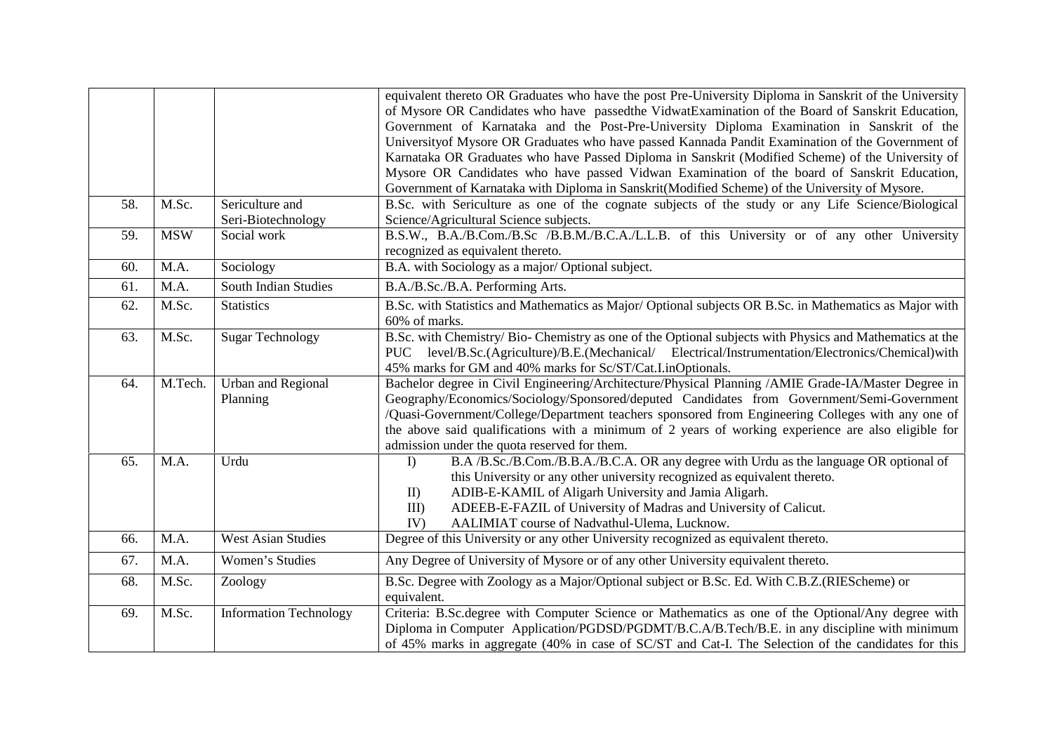| | | | |
|---|---|---|---|
| | | | equivalent thereto OR Graduates who have the post Pre-University Diploma in Sanskrit of the University of Mysore OR Candidates who have passedthe VidwatExamination of the Board of Sanskrit Education, Government of Karnataka and the Post-Pre-University Diploma Examination in Sanskrit of the Universityof Mysore OR Graduates who have passed Kannada Pandit Examination of the Government of Karnataka OR Graduates who have Passed Diploma in Sanskrit (Modified Scheme) of the University of Mysore OR Candidates who have passed Vidwan Examination of the board of Sanskrit Education, Government of Karnataka with Diploma in Sanskrit(Modified Scheme) of the University of Mysore. |
| 58. | M.Sc. | Sericulture and Seri-Biotechnology | B.Sc. with Sericulture as one of the cognate subjects of the study or any Life Science/Biological Science/Agricultural Science subjects. |
| 59. | MSW | Social work | B.S.W., B.A./B.Com./B.Sc /B.B.M./B.C.A./L.L.B. of this University or of any other University recognized as equivalent thereto. |
| 60. | M.A. | Sociology | B.A. with Sociology as a major/ Optional subject. |
| 61. | M.A. | South Indian Studies | B.A./B.Sc./B.A. Performing Arts. |
| 62. | M.Sc. | Statistics | B.Sc. with Statistics and Mathematics as Major/ Optional subjects OR B.Sc. in Mathematics as Major with 60% of marks. |
| 63. | M.Sc. | Sugar Technology | B.Sc. with Chemistry/ Bio- Chemistry as one of the Optional subjects with Physics and Mathematics at the PUC level/B.Sc.(Agriculture)/B.E.(Mechanical/ Electrical/Instrumentation/Electronics/Chemical)with 45% marks for GM and 40% marks for Sc/ST/Cat.I.inOptionals. |
| 64. | M.Tech. | Urban and Regional Planning | Bachelor degree in Civil Engineering/Architecture/Physical Planning /AMIE Grade-IA/Master Degree in Geography/Economics/Sociology/Sponsored/deputed Candidates from Government/Semi-Government /Quasi-Government/College/Department teachers sponsored from Engineering Colleges with any one of the above said qualifications with a minimum of 2 years of working experience are also eligible for admission under the quota reserved for them. |
| 65. | M.A. | Urdu | I) B.A /B.Sc./B.Com./B.B.A./B.C.A. OR any degree with Urdu as the language OR optional of this University or any other university recognized as equivalent thereto.<br>II) ADIB-E-KAMIL of Aligarh University and Jamia Aligarh.<br>III) ADEEB-E-FAZIL of University of Madras and University of Calicut.<br>IV) AALIMIAT course of Nadvathul-Ulema, Lucknow. |
| 66. | M.A. | West Asian Studies | Degree of this University or any other University recognized as equivalent thereto. |
| 67. | M.A. | Women's Studies | Any Degree of University of Mysore or of any other University equivalent thereto. |
| 68. | M.Sc. | Zoology | B.Sc. Degree with Zoology as a Major/Optional subject or B.Sc. Ed. With C.B.Z.(RIEScheme) or equivalent. |
| 69. | M.Sc. | Information Technology | Criteria: B.Sc.degree with Computer Science or Mathematics as one of the Optional/Any degree with Diploma in Computer Application/PGDSD/PGDMT/B.C.A/B.Tech/B.E. in any discipline with minimum of 45% marks in aggregate (40% in case of SC/ST and Cat-I. The Selection of the candidates for this |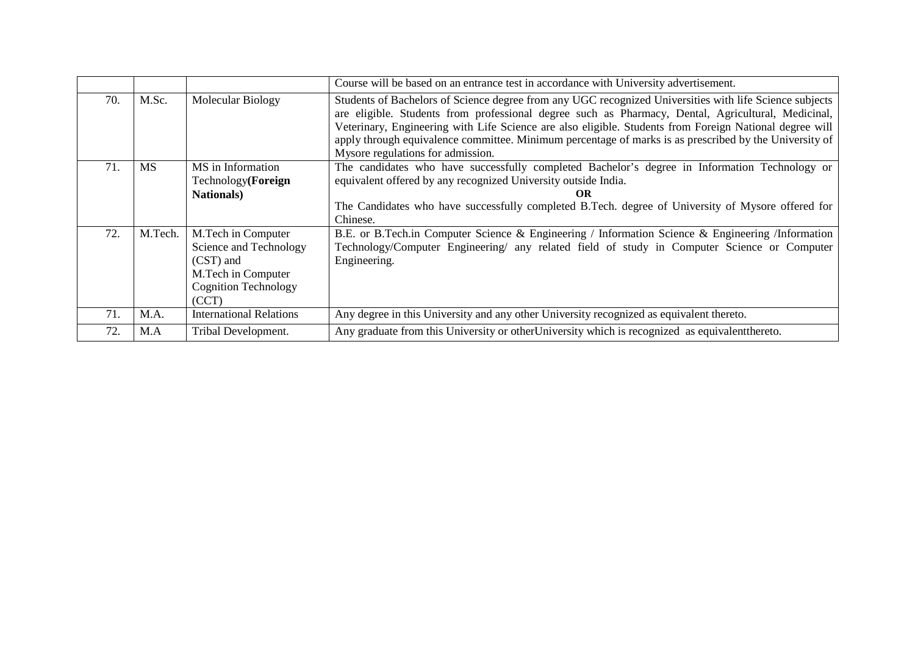| | | | |
|---|---|---|---|
| | | | Course will be based on an entrance test in accordance with University advertisement. |
| 70. | M.Sc. | Molecular Biology | Students of Bachelors of Science degree from any UGC recognized Universities with life Science subjects are eligible. Students from professional degree such as Pharmacy, Dental, Agricultural, Medicinal, Veterinary, Engineering with Life Science are also eligible. Students from Foreign National degree will apply through equivalence committee. Minimum percentage of marks is as prescribed by the University of Mysore regulations for admission. |
| 71. | MS | MS in Information Technology**(Foreign Nationals)** | The candidates who have successfully completed Bachelor's degree in Information Technology or equivalent offered by any recognized University outside India.<br>**OR**<br>The Candidates who have successfully completed B.Tech. degree of University of Mysore offered for Chinese. |
| 72. | M.Tech. | M.Tech in Computer Science and Technology (CST) and M.Tech in Computer Cognition Technology (CCT) | B.E. or B.Tech.in Computer Science & Engineering / Information Science & Engineering /Information Technology/Computer Engineering/ any related field of study in Computer Science or Computer Engineering. |
| 71. | M.A. | International Relations | Any degree in this University and any other University recognized as equivalent thereto. |
| 72. | M.A | Tribal Development. | Any graduate from this University or otherUniversity which is recognized as equivalentthereto. |